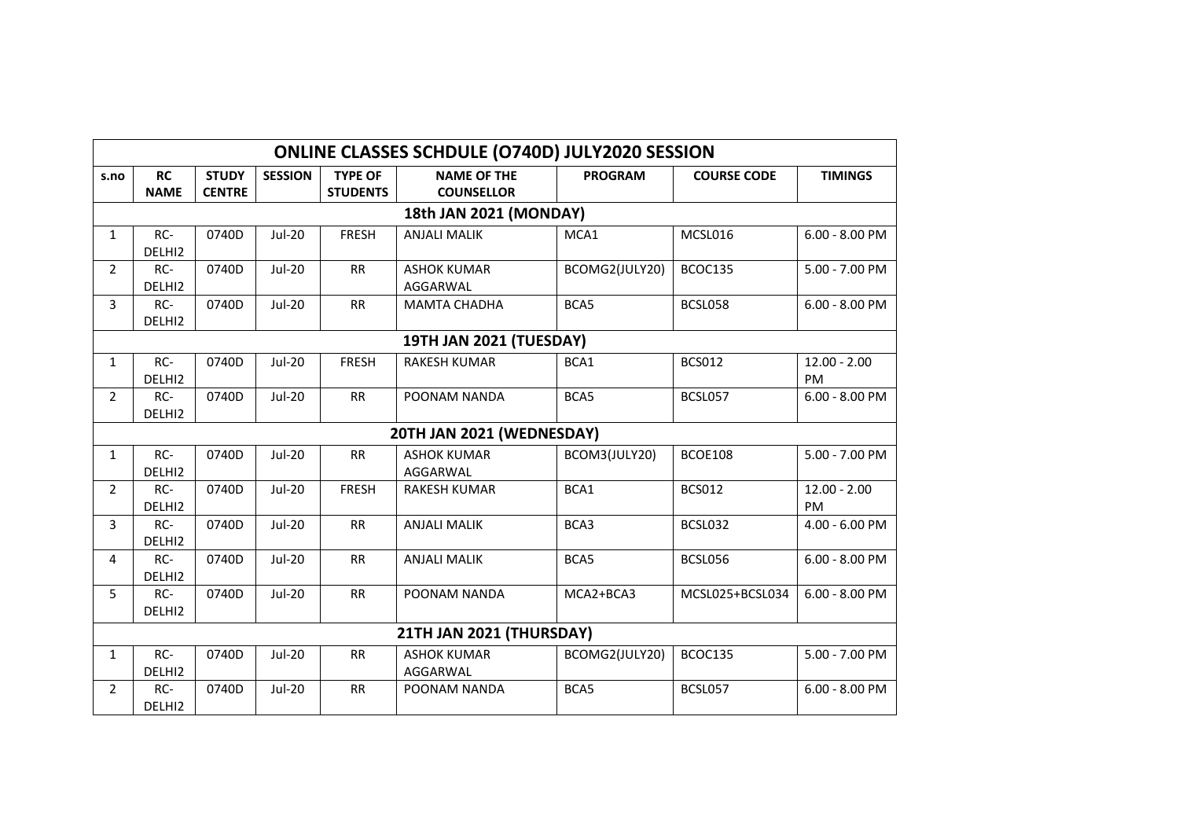| ONLINE CLASSES SCHDULE (O740D) JULY2020 SESSION | | | | | | | | |
|---|---|---|---|---|---|---|---|---|
| s.no | RC NAME | STUDY CENTRE | SESSION | TYPE OF STUDENTS | NAME OF THE COUNSELLOR | PROGRAM | COURSE CODE | TIMINGS |
| **18th JAN 2021 (MONDAY)** | | | | | | | | |
| 1 | RC-DELHI2 | 0740D | Jul-20 | FRESH | ANJALI MALIK | MCA1 | MCSL016 | 6.00 - 8.00 PM |
| 2 | RC-DELHI2 | 0740D | Jul-20 | RR | ASHOK KUMAR AGGARWAL | BCOMG2(JULY20) | BCOC135 | 5.00 - 7.00 PM |
| 3 | RC-DELHI2 | 0740D | Jul-20 | RR | MAMTA CHADHA | BCA5 | BCSL058 | 6.00 - 8.00 PM |
| **19TH JAN 2021 (TUESDAY)** | | | | | | | | |
| 1 | RC-DELHI2 | 0740D | Jul-20 | FRESH | RAKESH KUMAR | BCA1 | BCS012 | 12.00 - 2.00 PM |
| 2 | RC-DELHI2 | 0740D | Jul-20 | RR | POONAM NANDA | BCA5 | BCSL057 | 6.00 - 8.00 PM |
| **20TH JAN 2021 (WEDNESDAY)** | | | | | | | | |
| 1 | RC-DELHI2 | 0740D | Jul-20 | RR | ASHOK KUMAR AGGARWAL | BCOM3(JULY20) | BCOE108 | 5.00 - 7.00 PM |
| 2 | RC-DELHI2 | 0740D | Jul-20 | FRESH | RAKESH KUMAR | BCA1 | BCS012 | 12.00 - 2.00 PM |
| 3 | RC-DELHI2 | 0740D | Jul-20 | RR | ANJALI MALIK | BCA3 | BCSL032 | 4.00 - 6.00 PM |
| 4 | RC-DELHI2 | 0740D | Jul-20 | RR | ANJALI MALIK | BCA5 | BCSL056 | 6.00 - 8.00 PM |
| 5 | RC-DELHI2 | 0740D | Jul-20 | RR | POONAM NANDA | MCA2+BCA3 | MCSL025+BCSL034 | 6.00 - 8.00 PM |
| **21TH JAN 2021 (THURSDAY)** | | | | | | | | |
| 1 | RC-DELHI2 | 0740D | Jul-20 | RR | ASHOK KUMAR AGGARWAL | BCOMG2(JULY20) | BCOC135 | 5.00 - 7.00 PM |
| 2 | RC-DELHI2 | 0740D | Jul-20 | RR | POONAM NANDA | BCA5 | BCSL057 | 6.00 - 8.00 PM |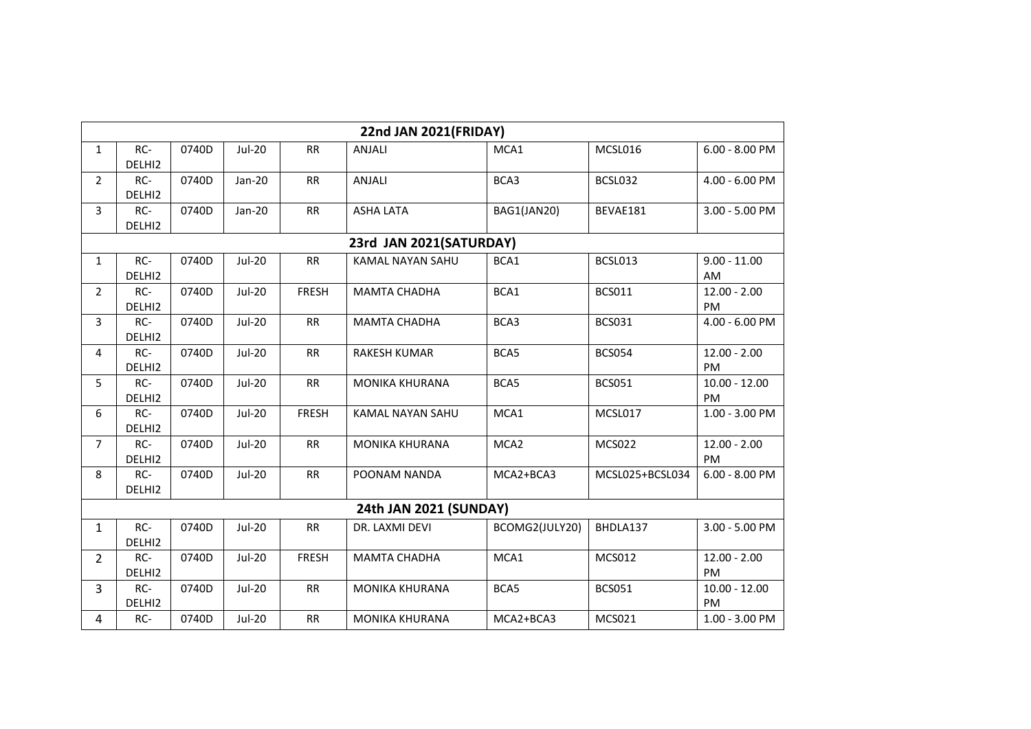| 22nd JAN 2021(FRIDAY) | | | | | | | | |
|---|---|---|---|---|---|---|---|---|
| 1 | RC-DELHI2 | 0740D | Jul-20 | RR | ANJALI | MCA1 | MCSL016 | 6.00 - 8.00 PM |
| 2 | RC-DELHI2 | 0740D | Jan-20 | RR | ANJALI | BCA3 | BCSL032 | 4.00 - 6.00 PM |
| 3 | RC-DELHI2 | 0740D | Jan-20 | RR | ASHA LATA | BAG1(JAN20) | BEVAE181 | 3.00 - 5.00 PM |
| **23rd JAN 2021(SATURDAY)** | | | | | | | | |
| 1 | RC-DELHI2 | 0740D | Jul-20 | RR | KAMAL NAYAN SAHU | BCA1 | BCSL013 | 9.00 - 11.00 AM |
| 2 | RC-DELHI2 | 0740D | Jul-20 | FRESH | MAMTA CHADHA | BCA1 | BCS011 | 12.00 - 2.00 PM |
| 3 | RC-DELHI2 | 0740D | Jul-20 | RR | MAMTA CHADHA | BCA3 | BCS031 | 4.00 - 6.00 PM |
| 4 | RC-DELHI2 | 0740D | Jul-20 | RR | RAKESH KUMAR | BCA5 | BCS054 | 12.00 - 2.00 PM |
| 5 | RC-DELHI2 | 0740D | Jul-20 | RR | MONIKA KHURANA | BCA5 | BCS051 | 10.00 - 12.00 PM |
| 6 | RC-DELHI2 | 0740D | Jul-20 | FRESH | KAMAL NAYAN SAHU | MCA1 | MCSL017 | 1.00 - 3.00 PM |
| 7 | RC-DELHI2 | 0740D | Jul-20 | RR | MONIKA KHURANA | MCA2 | MCS022 | 12.00 - 2.00 PM |
| 8 | RC-DELHI2 | 0740D | Jul-20 | RR | POONAM NANDA | MCA2+BCA3 | MCSL025+BCSL034 | 6.00 - 8.00 PM |
| **24th JAN 2021 (SUNDAY)** | | | | | | | | |
| 1 | RC-DELHI2 | 0740D | Jul-20 | RR | DR. LAXMI DEVI | BCOMG2(JULY20) | BHDLA137 | 3.00 - 5.00 PM |
| 2 | RC-DELHI2 | 0740D | Jul-20 | FRESH | MAMTA CHADHA | MCA1 | MCS012 | 12.00 - 2.00 PM |
| 3 | RC-DELHI2 | 0740D | Jul-20 | RR | MONIKA KHURANA | BCA5 | BCS051 | 10.00 - 12.00 PM |
| 4 | RC- | 0740D | Jul-20 | RR | MONIKA KHURANA | MCA2+BCA3 | MCS021 | 1.00 - 3.00 PM |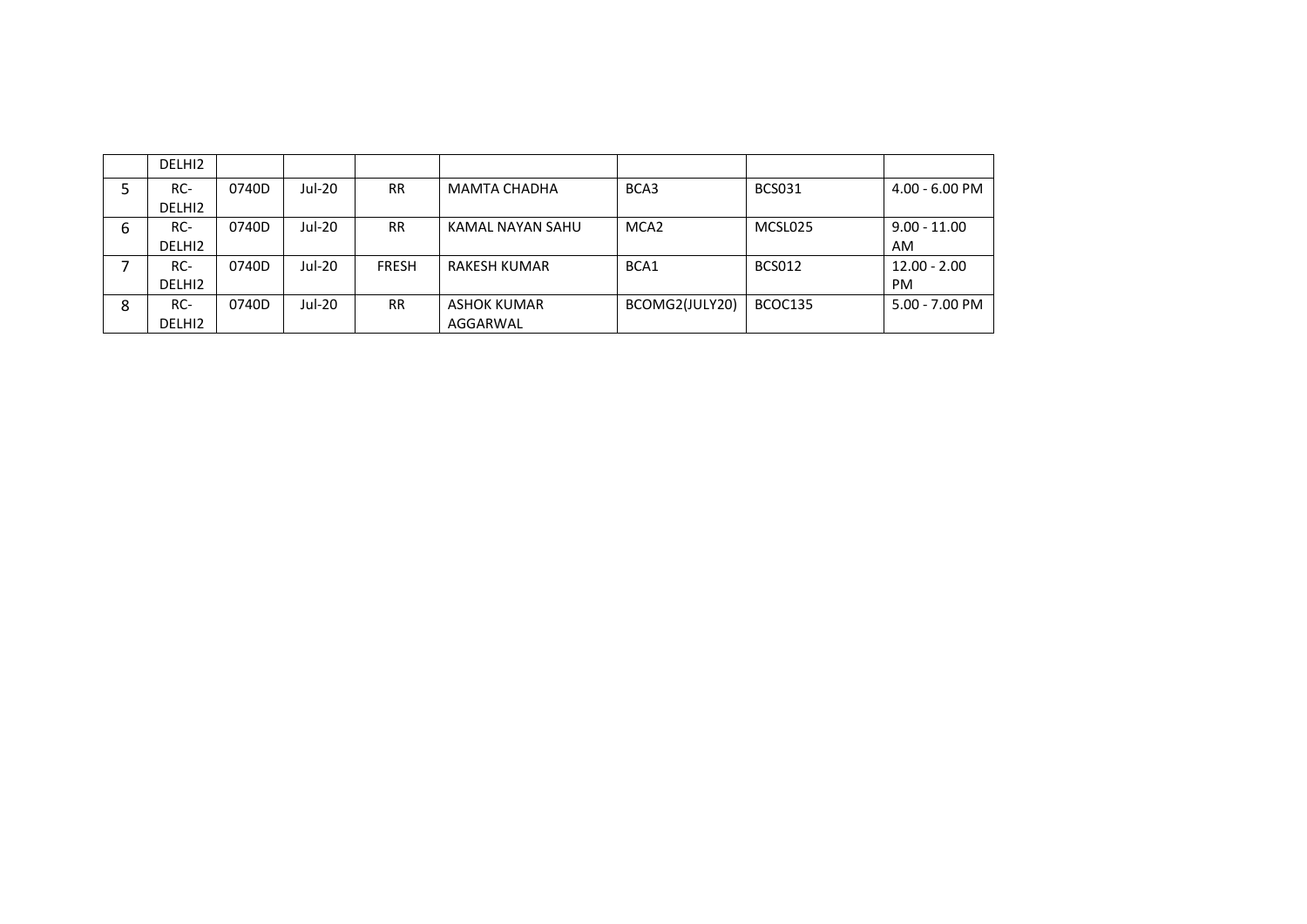| | | | | | | | | |
|---|---|---|---|---|---|---|---|---|
| | DELHI2 | | | | | | | |
| 5 | RC-DELHI2 | 0740D | Jul-20 | RR | MAMTA CHADHA | BCA3 | BCS031 | 4.00 - 6.00 PM |
| 6 | RC-DELHI2 | 0740D | Jul-20 | RR | KAMAL NAYAN SAHU | MCA2 | MCSL025 | 9.00 - 11.00 AM |
| 7 | RC-DELHI2 | 0740D | Jul-20 | FRESH | RAKESH KUMAR | BCA1 | BCS012 | 12.00 - 2.00 PM |
| 8 | RC-DELHI2 | 0740D | Jul-20 | RR | ASHOK KUMAR AGGARWAL | BCOMG2(JULY20) | BCOC135 | 5.00 - 7.00 PM |